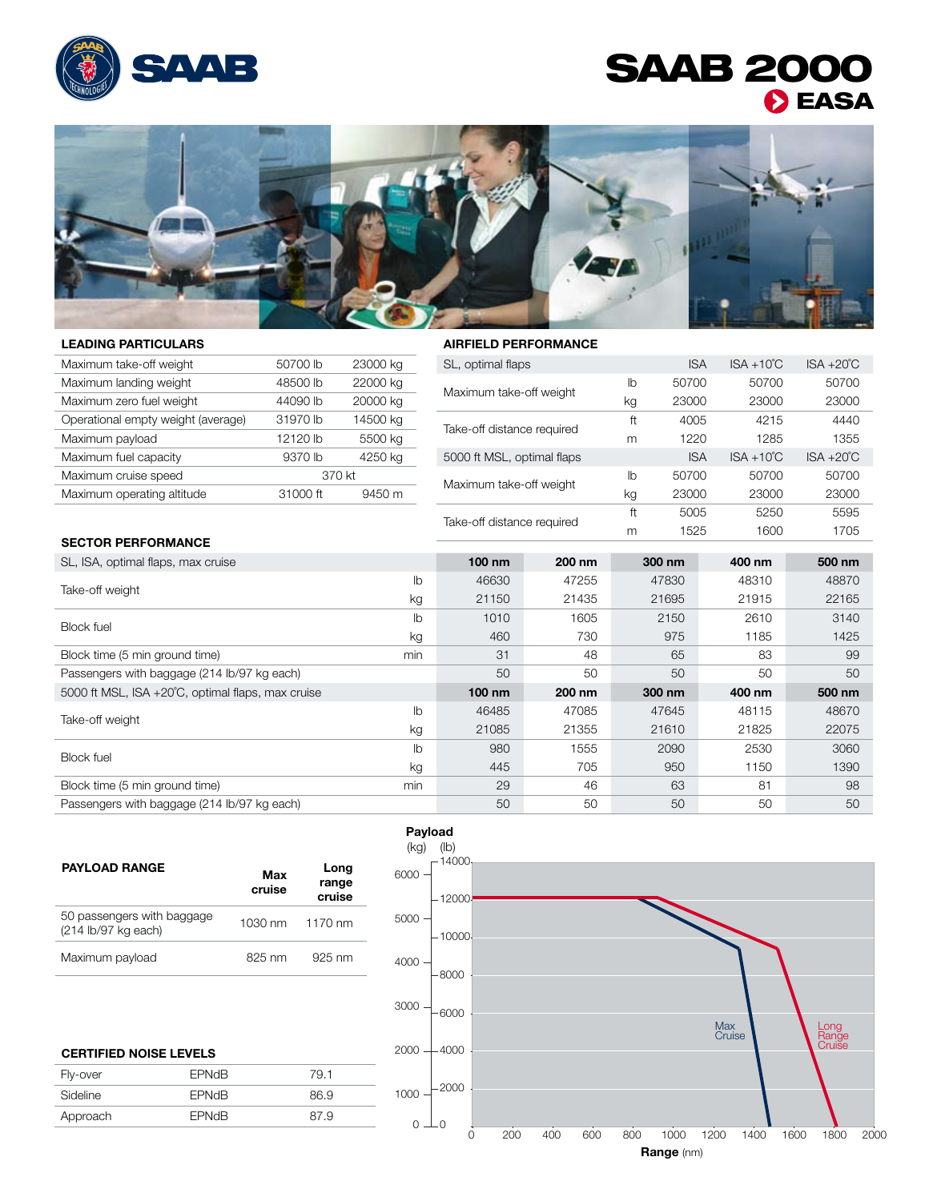# SAAB 2000

## EASA

## LEADING PARTICULARS

| | | |
|---|---|---|
| Maximum take-off weight | 50700 lb | 23000 kg |
| Maximum landing weight | 48500 lb | 22000 kg |
| Maximum zero fuel weight | 44090 lb | 20000 kg |
| Operational empty weight (average) | 31970 lb | 14500 kg |
| Maximum payload | 12120 lb | 5500 kg |
| Maximum fuel capacity | 9370 lb | 4250 kg |
| Maximum cruise speed | 370 kt | |
| Maximum operating altitude | 31000 ft | 9450 m |

## AIRFIELD PERFORMANCE

| SL, optimal flaps | | ISA | ISA +10°C | ISA +20°C |
|---|---|---|---|---|
| Maximum take-off weight | lb | 50700 | 50700 | 50700 |
| | kg | 23000 | 23000 | 23000 |
| Take-off distance required | ft | 4005 | 4215 | 4440 |
| | m | 1220 | 1285 | 1355 |
| **5000 ft MSL, optimal flaps** | | **ISA** | **ISA +10°C** | **ISA +20°C** |
| Maximum take-off weight | lb | 50700 | 50700 | 50700 |
| | kg | 23000 | 23000 | 23000 |
| Take-off distance required | ft | 5005 | 5250 | 5595 |
| | m | 1525 | 1600 | 1705 |

## SECTOR PERFORMANCE

| SL, ISA, optimal flaps, max cruise | | 100 nm | 200 nm | 300 nm | 400 nm | 500 nm |
|---|---|---|---|---|---|---|
| Take-off weight | lb | 46630 | 47255 | 47830 | 48310 | 48870 |
| | kg | 21150 | 21435 | 21695 | 21915 | 22165 |
| Block fuel | lb | 1010 | 1605 | 2150 | 2610 | 3140 |
| | kg | 460 | 730 | 975 | 1185 | 1425 |
| Block time (5 min ground time) | min | 31 | 48 | 65 | 83 | 99 |
| Passengers with baggage (214 lb/97 kg each) | | 50 | 50 | 50 | 50 | 50 |
| **5000 ft MSL, ISA +20°C, optimal flaps, max cruise** | | **100 nm** | **200 nm** | **300 nm** | **400 nm** | **500 nm** |
| Take-off weight | lb | 46485 | 47085 | 47645 | 48115 | 48670 |
| | kg | 21085 | 21355 | 21610 | 21825 | 22075 |
| Block fuel | lb | 980 | 1555 | 2090 | 2530 | 3060 |
| | kg | 445 | 705 | 950 | 1150 | 1390 |
| Block time (5 min ground time) | min | 29 | 46 | 63 | 81 | 98 |
| Passengers with baggage (214 lb/97 kg each) | | 50 | 50 | 50 | 50 | 50 |

## PAYLOAD RANGE

| | Max cruise | Long range cruise |
|---|---|---|
| 50 passengers with baggage (214 lb/97 kg each) | 1030 nm | 1170 nm |
| Maximum payload | 825 nm | 925 nm |

## CERTIFIED NOISE LEVELS

| | | |
|---|---|---|
| Fly-over | EPNdB | 79.1 |
| Sideline | EPNdB | 86.9 |
| Approach | EPNdB | 87.9 |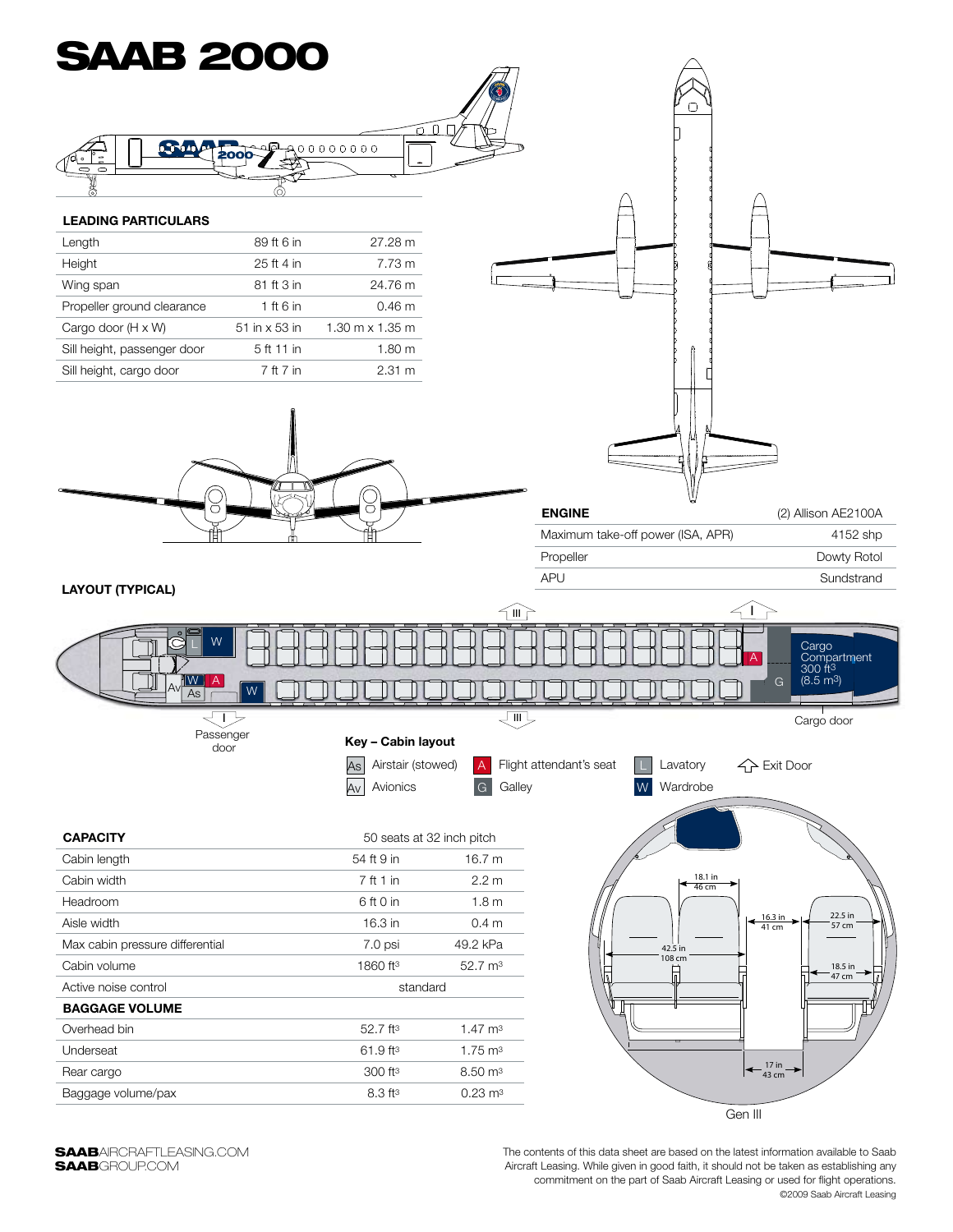# SAAB 2000

## LEADING PARTICULARS

| | | |
|---|---|---|
| Length | 89 ft 6 in | 27.28 m |
| Height | 25 ft 4 in | 7.73 m |
| Wing span | 81 ft 3 in | 24.76 m |
| Propeller ground clearance | 1 ft 6 in | 0.46 m |
| Cargo door (H x W) | 51 in x 53 in | 1.30 m x 1.35 m |
| Sill height, passenger door | 5 ft 11 in | 1.80 m |
| Sill height, cargo door | 7 ft 7 in | 2.31 m |

| ENGINE | (2) Allison AE2100A |
|---|---|
| Maximum take-off power (ISA, APR) | 4152 shp |
| Propeller | Dowty Rotol |
| APU | Sundstrand |

## LAYOUT (TYPICAL)

Cargo Compartment 300 ft³ (8.5 m³)

Passenger door

Cargo door

**Key – Cabin layout**

- As – Airstair (stowed)
- Av – Avionics
- A – Flight attendant's seat
- G – Galley
- L – Lavatory
- W – Wardrobe
- Exit Door

| CAPACITY | 50 seats at 32 inch pitch | |
|---|---|---|
| Cabin length | 54 ft 9 in | 16.7 m |
| Cabin width | 7 ft 1 in | 2.2 m |
| Headroom | 6 ft 0 in | 1.8 m |
| Aisle width | 16.3 in | 0.4 m |
| Max cabin pressure differential | 7.0 psi | 49.2 kPa |
| Cabin volume | 1860 ft³ | 52.7 m³ |
| Active noise control | standard | |
| **BAGGAGE VOLUME** | | |
| Overhead bin | 52.7 ft³ | 1.47 m³ |
| Underseat | 61.9 ft³ | 1.75 m³ |
| Rear cargo | 300 ft³ | 8.50 m³ |
| Baggage volume/pax | 8.3 ft³ | 0.23 m³ |

18.1 in / 46 cm
16.3 in / 41 cm
22.5 in / 57 cm
42.5 in / 108 cm
18.5 in / 47 cm
17 in / 43 cm

Gen III

SAABAIRCRAFTLEASING.COM
SAABGROUP.COM

The contents of this data sheet are based on the latest information available to Saab Aircraft Leasing. While given in good faith, it should not be taken as establishing any commitment on the part of Saab Aircraft Leasing or used for flight operations.
©2009 Saab Aircraft Leasing